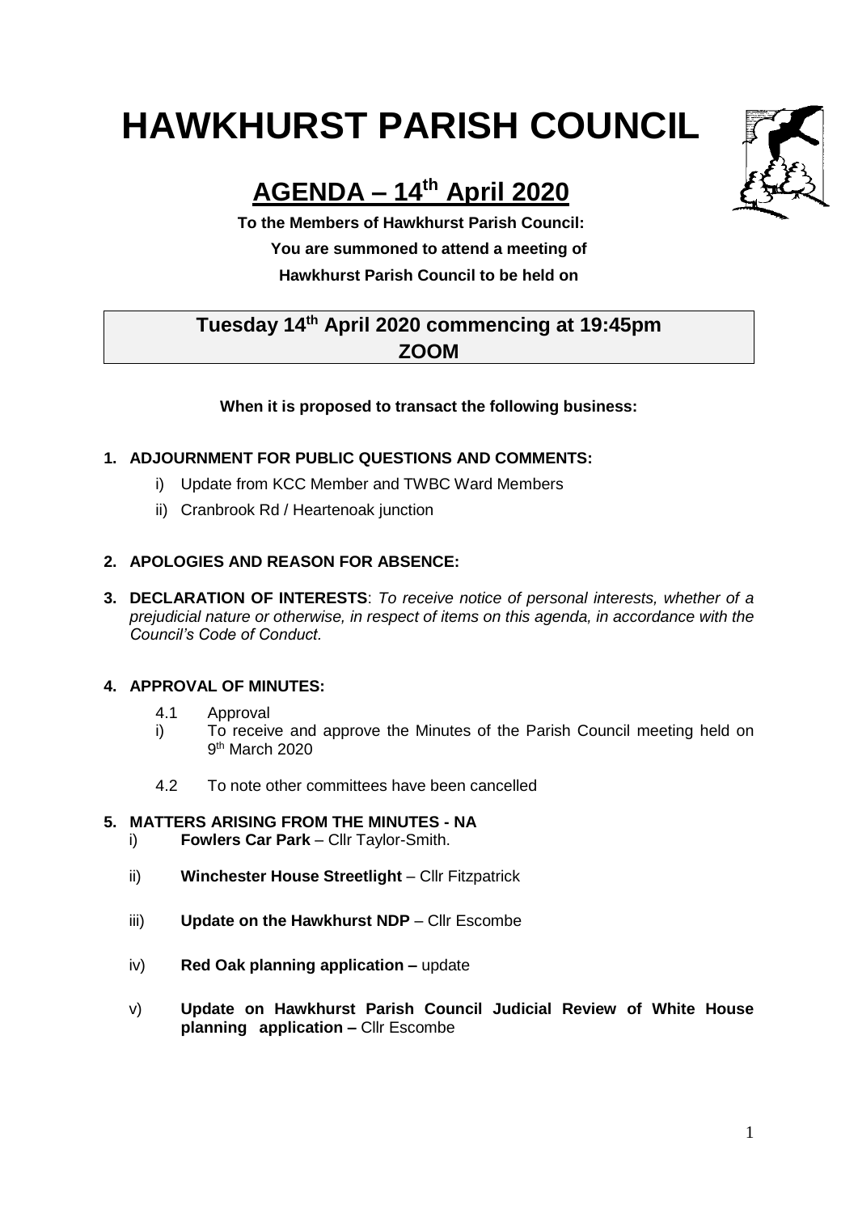# HAWKHURST PARISH COUNCIL

## AGENDA – 14th April 2020

**To the Members of Hawkhurst Parish Council:**
**You are summoned to attend a meeting of**
**Hawkhurst Parish Council to be held on**

**Tuesday 14th April 2020 commencing at 19:45pm**
**ZOOM**

**When it is proposed to transact the following business:**

**1. ADJOURNMENT FOR PUBLIC QUESTIONS AND COMMENTS:**

   i) Update from KCC Member and TWBC Ward Members

   ii) Cranbrook Rd / Heartenoak junction

**2. APOLOGIES AND REASON FOR ABSENCE:**

**3. DECLARATION OF INTERESTS**: *To receive notice of personal interests, whether of a prejudicial nature or otherwise, in respect of items on this agenda, in accordance with the Council's Code of Conduct.*

**4. APPROVAL OF MINUTES:**

   4.1 Approval

   i) To receive and approve the Minutes of the Parish Council meeting held on 9th March 2020

   4.2 To note other committees have been cancelled

**5. MATTERS ARISING FROM THE MINUTES - NA**

   i) **Fowlers Car Park** – Cllr Taylor-Smith.

   ii) **Winchester House Streetlight** – Cllr Fitzpatrick

   iii) **Update on the Hawkhurst NDP** – Cllr Escombe

   iv) **Red Oak planning application –** update

   v) **Update on Hawkhurst Parish Council Judicial Review of White House planning application –** Cllr Escombe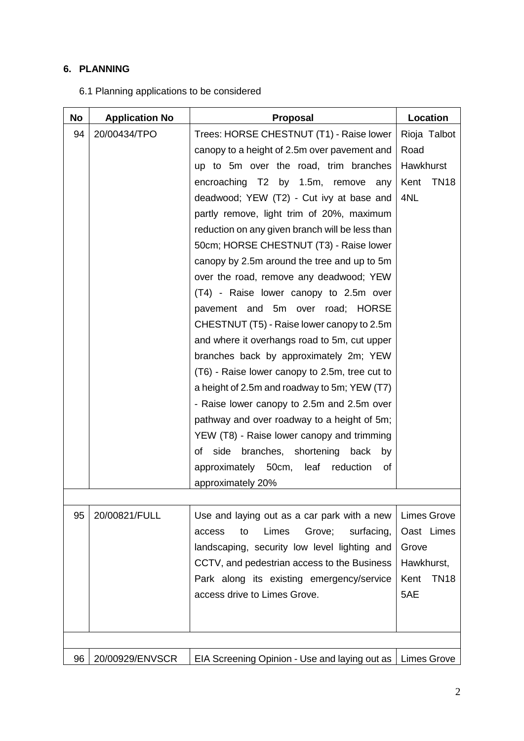## 6. PLANNING

6.1 Planning applications to be considered

| No | Application No | Proposal | Location |
|---|---|---|---|
| 94 | 20/00434/TPO | Trees: HORSE CHESTNUT (T1) - Raise lower canopy to a height of 2.5m over pavement and up to 5m over the road, trim branches encroaching T2 by 1.5m, remove any deadwood; YEW (T2) - Cut ivy at base and partly remove, light trim of 20%, maximum reduction on any given branch will be less than 50cm; HORSE CHESTNUT (T3) - Raise lower canopy by 2.5m around the tree and up to 5m over the road, remove any deadwood; YEW (T4) - Raise lower canopy to 2.5m over pavement and 5m over road; HORSE CHESTNUT (T5) - Raise lower canopy to 2.5m and where it overhangs road to 5m, cut upper branches back by approximately 2m; YEW (T6) - Raise lower canopy to 2.5m, tree cut to a height of 2.5m and roadway to 5m; YEW (T7) - Raise lower canopy to 2.5m and 2.5m over pathway and over roadway to a height of 5m; YEW (T8) - Raise lower canopy and trimming of side branches, shortening back by approximately 50cm, leaf reduction of approximately 20% | Rioja Talbot Road Hawkhurst Kent TN18 4NL |
| | | | |
| 95 | 20/00821/FULL | Use and laying out as a car park with a new access to Limes Grove; surfacing, landscaping, security low level lighting and CCTV, and pedestrian access to the Business Park along its existing emergency/service access drive to Limes Grove. | Limes Grove Oast Limes Grove Hawkhurst, Kent TN18 5AE |
| | | | |
| 96 | 20/00929/ENVSCR | EIA Screening Opinion - Use and laying out as | Limes Grove |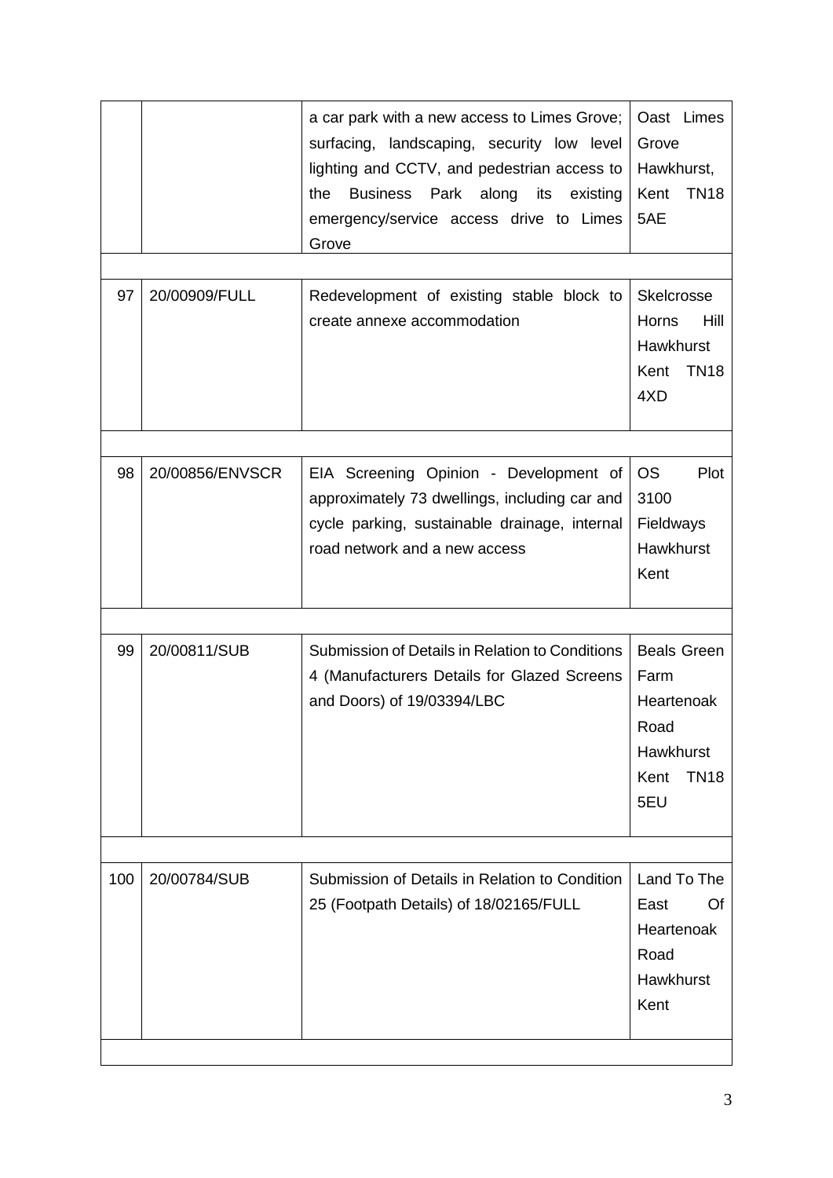| | | | |
|---|---|---|---|
| | | a car park with a new access to Limes Grove; surfacing, landscaping, security low level lighting and CCTV, and pedestrian access to the Business Park along its existing emergency/service access drive to Limes Grove | Oast Limes Grove Hawkhurst, Kent TN18 5AE |
| 97 | 20/00909/FULL | Redevelopment of existing stable block to create annexe accommodation | Skelcrosse Horns Hill Hawkhurst Kent TN18 4XD |
| 98 | 20/00856/ENVSCR | EIA Screening Opinion - Development of approximately 73 dwellings, including car and cycle parking, sustainable drainage, internal road network and a new access | OS Plot 3100 Fieldways Hawkhurst Kent |
| 99 | 20/00811/SUB | Submission of Details in Relation to Conditions 4 (Manufacturers Details for Glazed Screens and Doors) of 19/03394/LBC | Beals Green Farm Heartenoak Road Hawkhurst Kent TN18 5EU |
| 100 | 20/00784/SUB | Submission of Details in Relation to Condition 25 (Footpath Details) of 18/02165/FULL | Land To The East Of Heartenoak Road Hawkhurst Kent |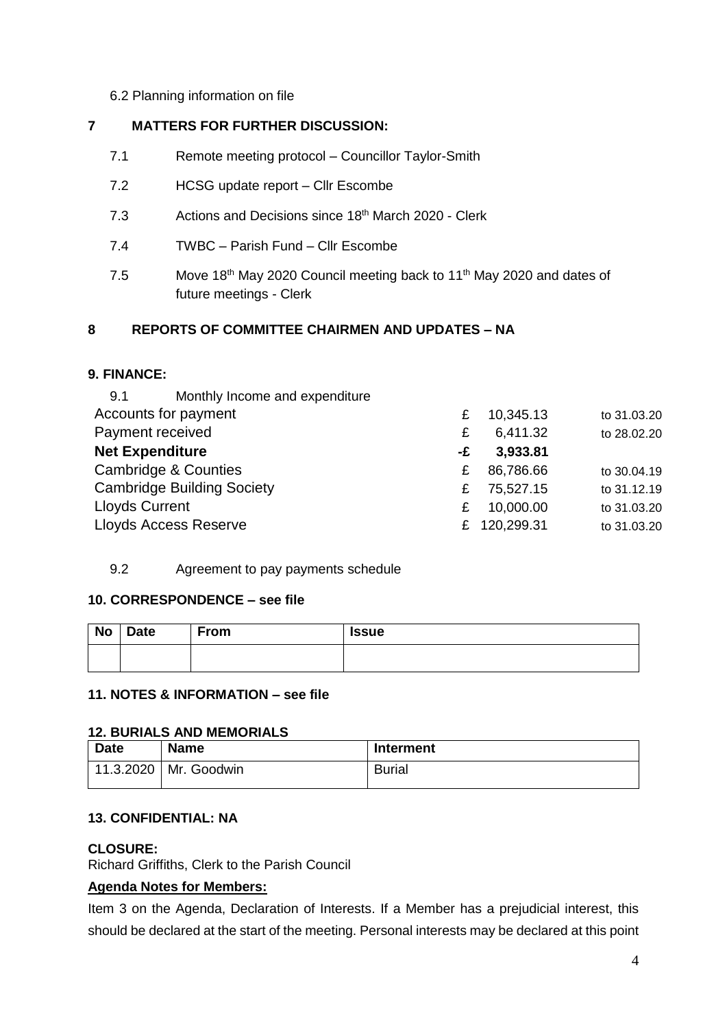6.2 Planning information on file

## 7 MATTERS FOR FURTHER DISCUSSION:

7.1 Remote meeting protocol – Councillor Taylor-Smith

7.2 HCSG update report – Cllr Escombe

7.3 Actions and Decisions since 18th March 2020 - Clerk

7.4 TWBC – Parish Fund – Cllr Escombe

7.5 Move 18th May 2020 Council meeting back to 11th May 2020 and dates of future meetings - Clerk

## 8 REPORTS OF COMMITTEE CHAIRMEN AND UPDATES – NA

## 9. FINANCE:

9.1 Monthly Income and expenditure

| | | | |
|---|---|---|---|
| Accounts for payment | £ | 10,345.13 | to 31.03.20 |
| Payment received | £ | 6,411.32 | to 28.02.20 |
| **Net Expenditure** | **-£** | **3,933.81** | |
| Cambridge & Counties | £ | 86,786.66 | to 30.04.19 |
| Cambridge Building Society | £ | 75,527.15 | to 31.12.19 |
| Lloyds Current | £ | 10,000.00 | to 31.03.20 |
| Lloyds Access Reserve | £ | 120,299.31 | to 31.03.20 |

9.2 Agreement to pay payments schedule

## 10. CORRESPONDENCE – see file

| No | Date | From | Issue |
|---|---|---|---|
| | | | |

## 11. NOTES & INFORMATION – see file

## 12. BURIALS AND MEMORIALS

| Date | Name | Interment |
|---|---|---|
| 11.3.2020 | Mr. Goodwin | Burial |

## 13. CONFIDENTIAL: NA

**CLOSURE:**
Richard Griffiths, Clerk to the Parish Council

**Agenda Notes for Members:**

Item 3 on the Agenda, Declaration of Interests. If a Member has a prejudicial interest, this should be declared at the start of the meeting. Personal interests may be declared at this point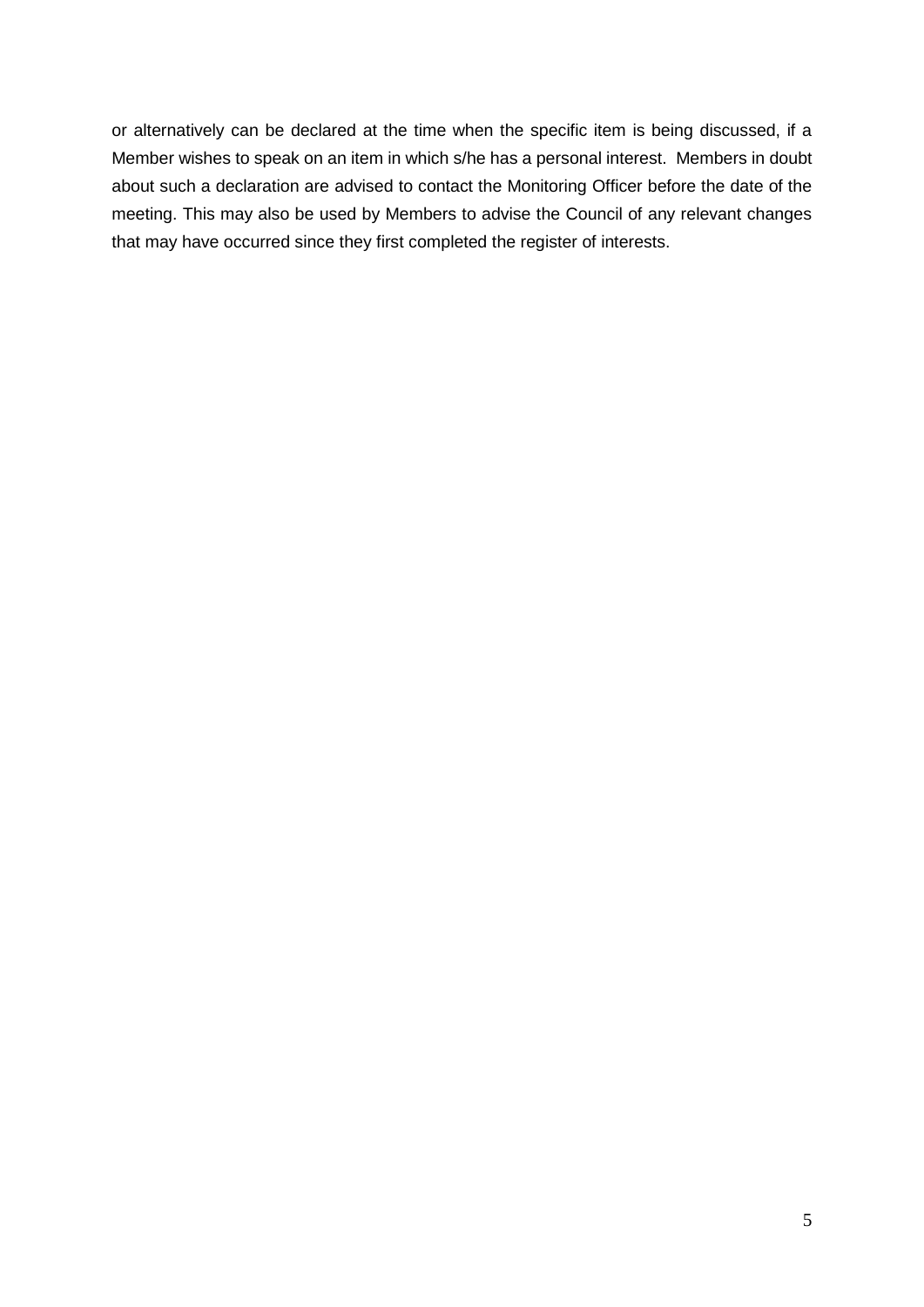or alternatively can be declared at the time when the specific item is being discussed, if a Member wishes to speak on an item in which s/he has a personal interest.  Members in doubt about such a declaration are advised to contact the Monitoring Officer before the date of the meeting. This may also be used by Members to advise the Council of any relevant changes that may have occurred since they first completed the register of interests.